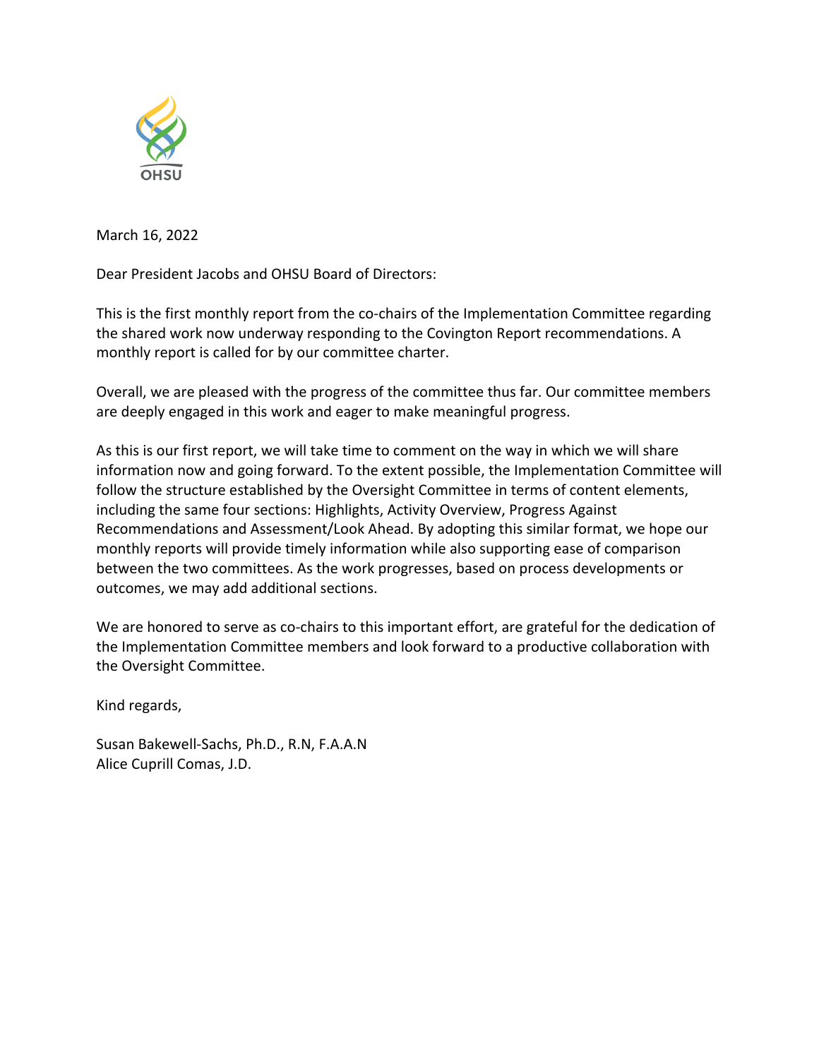OHSU

March 16, 2022

Dear President Jacobs and OHSU Board of Directors:

This is the first monthly report from the co-chairs of the Implementation Committee regarding the shared work now underway responding to the Covington Report recommendations. A monthly report is called for by our committee charter.

Overall, we are pleased with the progress of the committee thus far. Our committee members are deeply engaged in this work and eager to make meaningful progress.

As this is our first report, we will take time to comment on the way in which we will share information now and going forward. To the extent possible, the Implementation Committee will follow the structure established by the Oversight Committee in terms of content elements, including the same four sections: Highlights, Activity Overview, Progress Against Recommendations and Assessment/Look Ahead. By adopting this similar format, we hope our monthly reports will provide timely information while also supporting ease of comparison between the two committees. As the work progresses, based on process developments or outcomes, we may add additional sections.

We are honored to serve as co-chairs to this important effort, are grateful for the dedication of the Implementation Committee members and look forward to a productive collaboration with the Oversight Committee.

Kind regards,

Susan Bakewell-Sachs, Ph.D., R.N, F.A.A.N
Alice Cuprill Comas, J.D.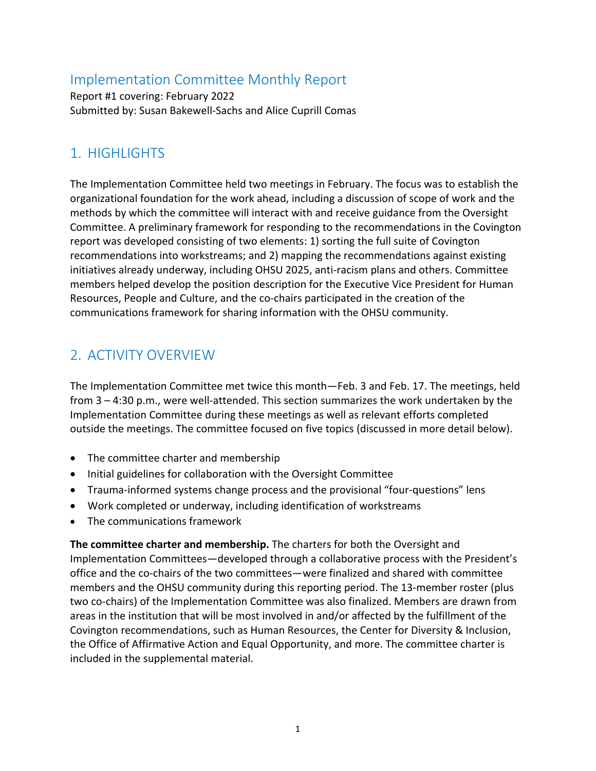## Implementation Committee Monthly Report

Report #1 covering: February 2022
Submitted by: Susan Bakewell-Sachs and Alice Cuprill Comas

## 1. HIGHLIGHTS

The Implementation Committee held two meetings in February. The focus was to establish the organizational foundation for the work ahead, including a discussion of scope of work and the methods by which the committee will interact with and receive guidance from the Oversight Committee. A preliminary framework for responding to the recommendations in the Covington report was developed consisting of two elements: 1) sorting the full suite of Covington recommendations into workstreams; and 2) mapping the recommendations against existing initiatives already underway, including OHSU 2025, anti-racism plans and others. Committee members helped develop the position description for the Executive Vice President for Human Resources, People and Culture, and the co-chairs participated in the creation of the communications framework for sharing information with the OHSU community.

## 2. ACTIVITY OVERVIEW

The Implementation Committee met twice this month—Feb. 3 and Feb. 17. The meetings, held from 3 – 4:30 p.m., were well-attended. This section summarizes the work undertaken by the Implementation Committee during these meetings as well as relevant efforts completed outside the meetings. The committee focused on five topics (discussed in more detail below).

- The committee charter and membership
- Initial guidelines for collaboration with the Oversight Committee
- Trauma-informed systems change process and the provisional "four-questions" lens
- Work completed or underway, including identification of workstreams
- The communications framework

**The committee charter and membership.** The charters for both the Oversight and Implementation Committees—developed through a collaborative process with the President's office and the co-chairs of the two committees—were finalized and shared with committee members and the OHSU community during this reporting period. The 13-member roster (plus two co-chairs) of the Implementation Committee was also finalized. Members are drawn from areas in the institution that will be most involved in and/or affected by the fulfillment of the Covington recommendations, such as Human Resources, the Center for Diversity & Inclusion, the Office of Affirmative Action and Equal Opportunity, and more. The committee charter is included in the supplemental material.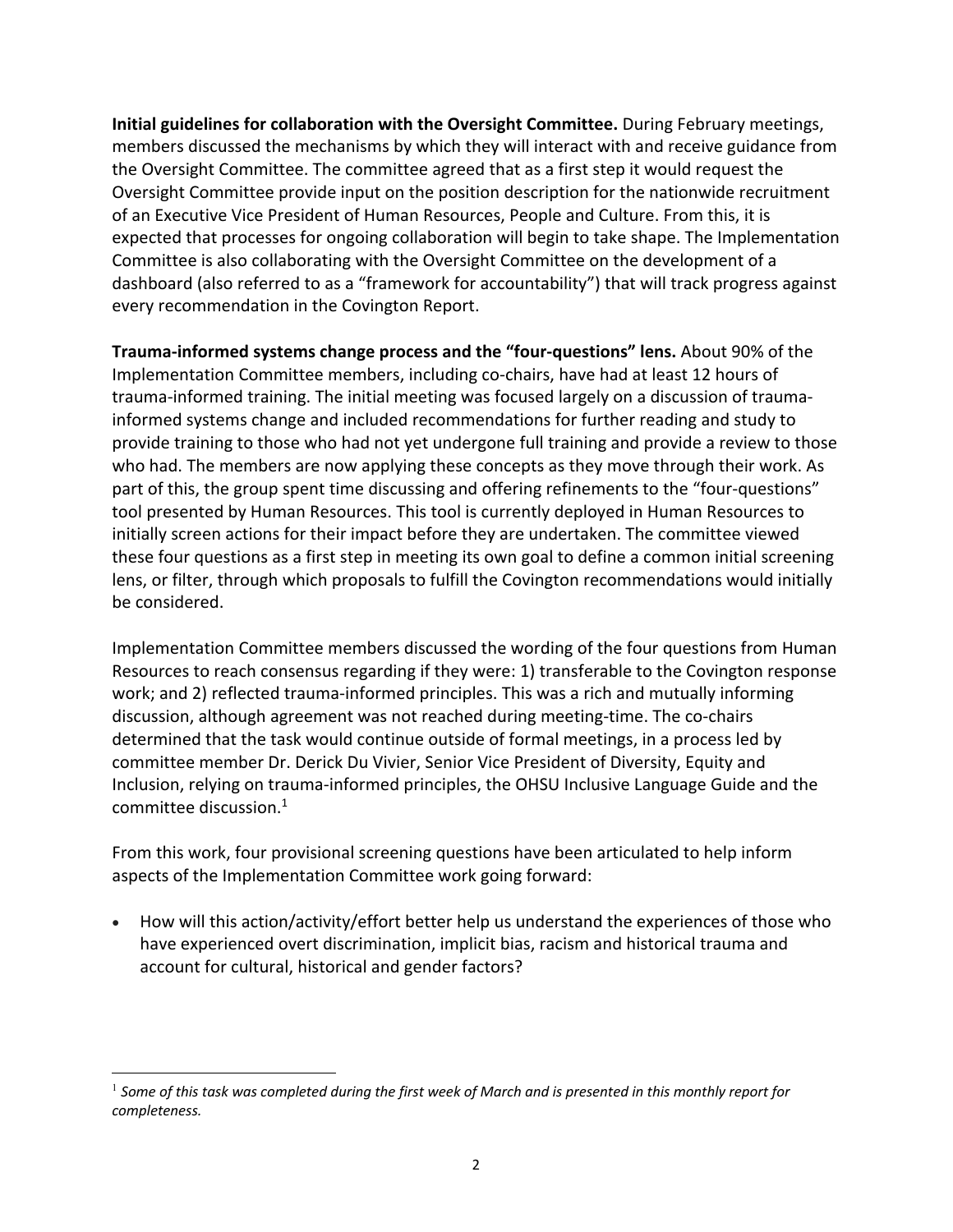**Initial guidelines for collaboration with the Oversight Committee.** During February meetings, members discussed the mechanisms by which they will interact with and receive guidance from the Oversight Committee. The committee agreed that as a first step it would request the Oversight Committee provide input on the position description for the nationwide recruitment of an Executive Vice President of Human Resources, People and Culture. From this, it is expected that processes for ongoing collaboration will begin to take shape. The Implementation Committee is also collaborating with the Oversight Committee on the development of a dashboard (also referred to as a "framework for accountability") that will track progress against every recommendation in the Covington Report.

**Trauma-informed systems change process and the "four-questions" lens.** About 90% of the Implementation Committee members, including co-chairs, have had at least 12 hours of trauma-informed training. The initial meeting was focused largely on a discussion of trauma-informed systems change and included recommendations for further reading and study to provide training to those who had not yet undergone full training and provide a review to those who had. The members are now applying these concepts as they move through their work. As part of this, the group spent time discussing and offering refinements to the "four-questions" tool presented by Human Resources. This tool is currently deployed in Human Resources to initially screen actions for their impact before they are undertaken. The committee viewed these four questions as a first step in meeting its own goal to define a common initial screening lens, or filter, through which proposals to fulfill the Covington recommendations would initially be considered.

Implementation Committee members discussed the wording of the four questions from Human Resources to reach consensus regarding if they were: 1) transferable to the Covington response work; and 2) reflected trauma-informed principles. This was a rich and mutually informing discussion, although agreement was not reached during meeting-time. The co-chairs determined that the task would continue outside of formal meetings, in a process led by committee member Dr. Derick Du Vivier, Senior Vice President of Diversity, Equity and Inclusion, relying on trauma-informed principles, the OHSU Inclusive Language Guide and the committee discussion.[1]

From this work, four provisional screening questions have been articulated to help inform aspects of the Implementation Committee work going forward:

- How will this action/activity/effort better help us understand the experiences of those who have experienced overt discrimination, implicit bias, racism and historical trauma and account for cultural, historical and gender factors?

[1] *Some of this task was completed during the first week of March and is presented in this monthly report for completeness.*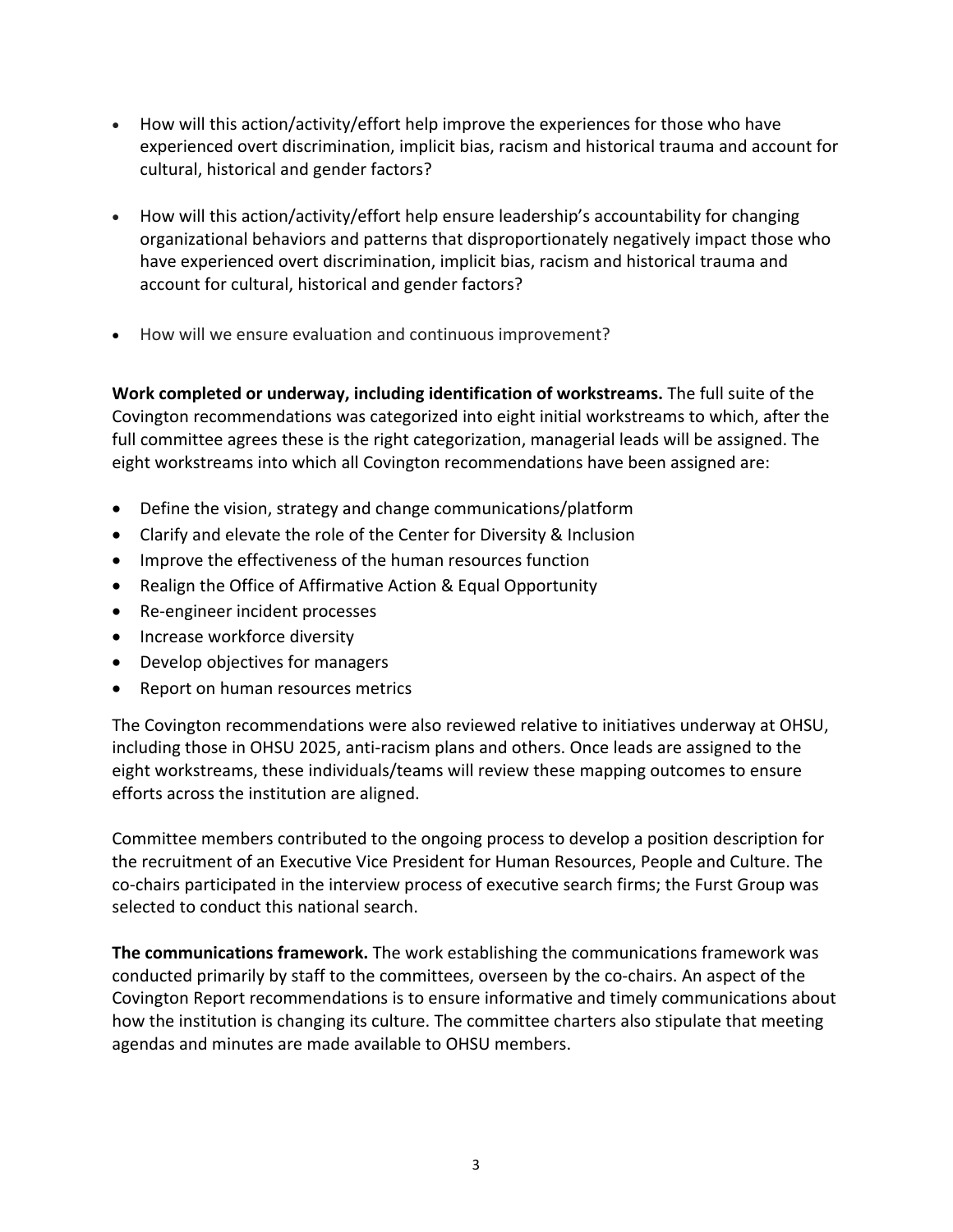- How will this action/activity/effort help improve the experiences for those who have experienced overt discrimination, implicit bias, racism and historical trauma and account for cultural, historical and gender factors?

- How will this action/activity/effort help ensure leadership's accountability for changing organizational behaviors and patterns that disproportionately negatively impact those who have experienced overt discrimination, implicit bias, racism and historical trauma and account for cultural, historical and gender factors?

- How will we ensure evaluation and continuous improvement?

**Work completed or underway, including identification of workstreams.** The full suite of the Covington recommendations was categorized into eight initial workstreams to which, after the full committee agrees these is the right categorization, managerial leads will be assigned. The eight workstreams into which all Covington recommendations have been assigned are:

- Define the vision, strategy and change communications/platform
- Clarify and elevate the role of the Center for Diversity & Inclusion
- Improve the effectiveness of the human resources function
- Realign the Office of Affirmative Action & Equal Opportunity
- Re-engineer incident processes
- Increase workforce diversity
- Develop objectives for managers
- Report on human resources metrics

The Covington recommendations were also reviewed relative to initiatives underway at OHSU, including those in OHSU 2025, anti-racism plans and others. Once leads are assigned to the eight workstreams, these individuals/teams will review these mapping outcomes to ensure efforts across the institution are aligned.

Committee members contributed to the ongoing process to develop a position description for the recruitment of an Executive Vice President for Human Resources, People and Culture. The co-chairs participated in the interview process of executive search firms; the Furst Group was selected to conduct this national search.

**The communications framework.** The work establishing the communications framework was conducted primarily by staff to the committees, overseen by the co-chairs. An aspect of the Covington Report recommendations is to ensure informative and timely communications about how the institution is changing its culture. The committee charters also stipulate that meeting agendas and minutes are made available to OHSU members.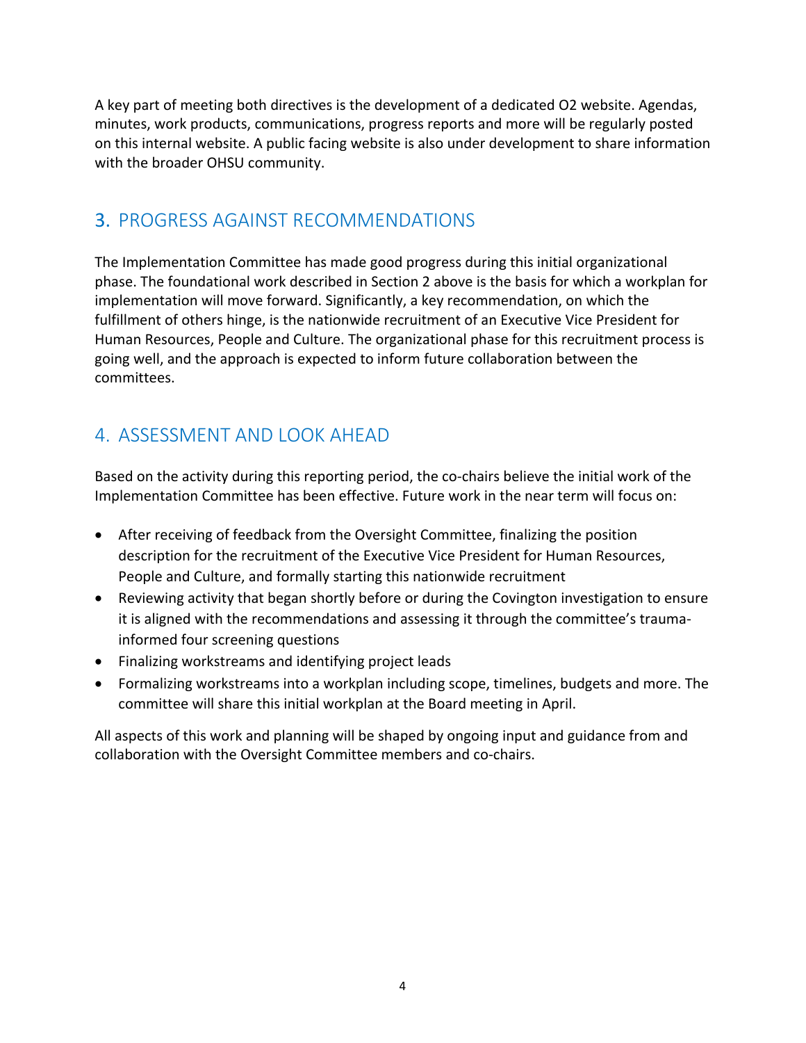A key part of meeting both directives is the development of a dedicated O2 website. Agendas, minutes, work products, communications, progress reports and more will be regularly posted on this internal website. A public facing website is also under development to share information with the broader OHSU community.

## 3. PROGRESS AGAINST RECOMMENDATIONS

The Implementation Committee has made good progress during this initial organizational phase. The foundational work described in Section 2 above is the basis for which a workplan for implementation will move forward. Significantly, a key recommendation, on which the fulfillment of others hinge, is the nationwide recruitment of an Executive Vice President for Human Resources, People and Culture. The organizational phase for this recruitment process is going well, and the approach is expected to inform future collaboration between the committees.

## 4. ASSESSMENT AND LOOK AHEAD

Based on the activity during this reporting period, the co-chairs believe the initial work of the Implementation Committee has been effective. Future work in the near term will focus on:

- After receiving of feedback from the Oversight Committee, finalizing the position description for the recruitment of the Executive Vice President for Human Resources, People and Culture, and formally starting this nationwide recruitment
- Reviewing activity that began shortly before or during the Covington investigation to ensure it is aligned with the recommendations and assessing it through the committee's trauma-informed four screening questions
- Finalizing workstreams and identifying project leads
- Formalizing workstreams into a workplan including scope, timelines, budgets and more. The committee will share this initial workplan at the Board meeting in April.

All aspects of this work and planning will be shaped by ongoing input and guidance from and collaboration with the Oversight Committee members and co-chairs.